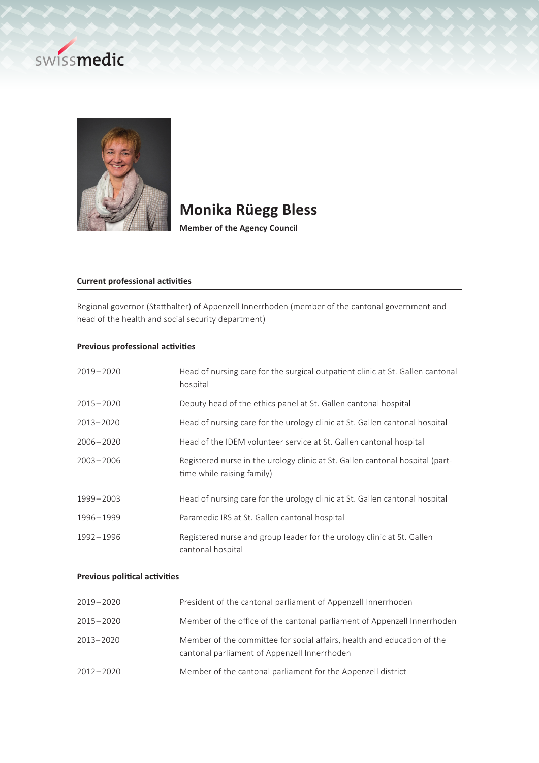# Monika Rüegg Bless

**Member of the Agency Council**

### Current professional activities

Regional governor (Statthalter) of Appenzell Innerrhoden (member of the cantonal government and head of the health and social security department)

### Previous professional activities

| | |
|---|---|
| 2019–2020 | Head of nursing care for the surgical outpatient clinic at St. Gallen cantonal hospital |
| 2015–2020 | Deputy head of the ethics panel at St. Gallen cantonal hospital |
| 2013–2020 | Head of nursing care for the urology clinic at St. Gallen cantonal hospital |
| 2006–2020 | Head of the IDEM volunteer service at St. Gallen cantonal hospital |
| 2003–2006 | Registered nurse in the urology clinic at St. Gallen cantonal hospital (part-time while raising family) |
| 1999–2003 | Head of nursing care for the urology clinic at St. Gallen cantonal hospital |
| 1996–1999 | Paramedic IRS at St. Gallen cantonal hospital |
| 1992–1996 | Registered nurse and group leader for the urology clinic at St. Gallen cantonal hospital |

### Previous political activities

| | |
|---|---|
| 2019–2020 | President of the cantonal parliament of Appenzell Innerrhoden |
| 2015–2020 | Member of the office of the cantonal parliament of Appenzell Innerrhoden |
| 2013–2020 | Member of the committee for social affairs, health and education of the cantonal parliament of Appenzell Innerrhoden |
| 2012–2020 | Member of the cantonal parliament for the Appenzell district |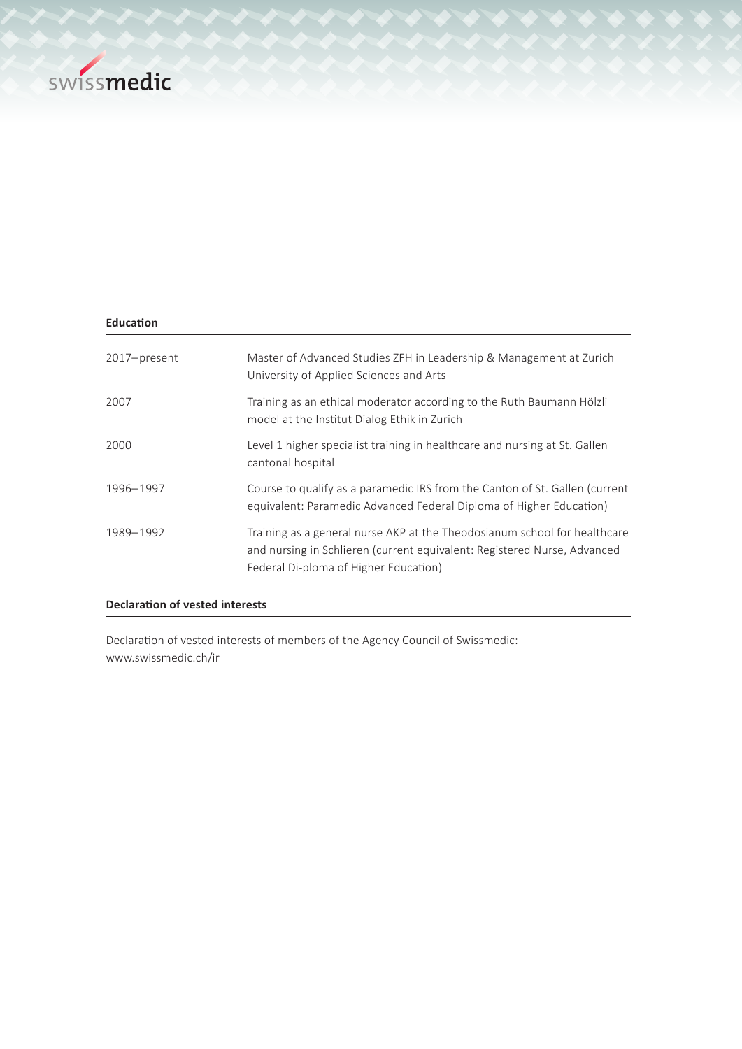### Education

| | |
|---|---|
| 2017–present | Master of Advanced Studies ZFH in Leadership & Management at Zurich University of Applied Sciences and Arts |
| 2007 | Training as an ethical moderator according to the Ruth Baumann Hölzli model at the Institut Dialog Ethik in Zurich |
| 2000 | Level 1 higher specialist training in healthcare and nursing at St. Gallen cantonal hospital |
| 1996–1997 | Course to qualify as a paramedic IRS from the Canton of St. Gallen (current equivalent: Paramedic Advanced Federal Diploma of Higher Education) |
| 1989–1992 | Training as a general nurse AKP at the Theodosianum school for healthcare and nursing in Schlieren (current equivalent: Registered Nurse, Advanced Federal Di-ploma of Higher Education) |

### Declaration of vested interests

Declaration of vested interests of members of the Agency Council of Swissmedic: www.swissmedic.ch/ir